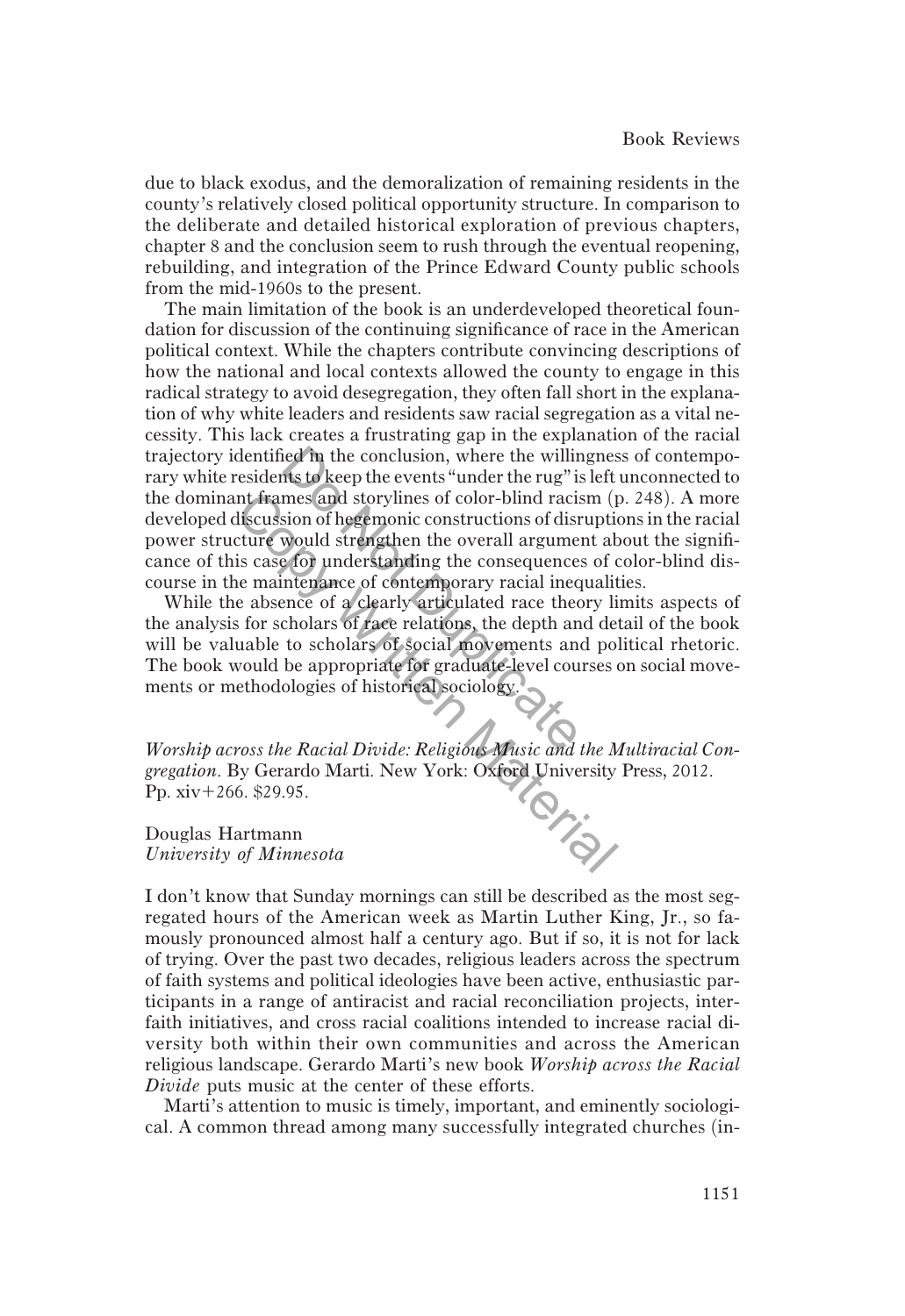due to black exodus, and the demoralization of remaining residents in the county's relatively closed political opportunity structure. In comparison to the deliberate and detailed historical exploration of previous chapters, chapter 8 and the conclusion seem to rush through the eventual reopening, rebuilding, and integration of the Prince Edward County public schools from the mid-1960s to the present.

The main limitation of the book is an underdeveloped theoretical foundation for discussion of the continuing significance of race in the American political context. While the chapters contribute convincing descriptions of how the national and local contexts allowed the county to engage in this radical strategy to avoid desegregation, they often fall short in the explanation of why white leaders and residents saw racial segregation as a vital necessity. This lack creates a frustrating gap in the explanation of the racial trajectory identified in the conclusion, where the willingness of contemporary white residents to keep the events "under the rug" is left unconnected to the dominant frames and storylines of color-blind racism (p. 248). A more developed discussion of hegemonic constructions of disruptions in the racial power structure would strengthen the overall argument about the significance of this case for understanding the consequences of color-blind discourse in the maintenance of contemporary racial inequalities.

While the absence of a clearly articulated race theory limits aspects of the analysis for scholars of race relations, the depth and detail of the book will be valuable to scholars of social movements and political rhetoric. The book would be appropriate for graduate-level courses on social movements or methodologies of historical sociology.

*Worship across the Racial Divide: Religious Music and the Multiracial Congregation*. By Gerardo Marti. New York: Oxford University Press, 2012. Pp. xiv+266. $29.95.

Douglas Hartmann
*University of Minnesota*

I don't know that Sunday mornings can still be described as the most segregated hours of the American week as Martin Luther King, Jr., so famously pronounced almost half a century ago. But if so, it is not for lack of trying. Over the past two decades, religious leaders across the spectrum of faith systems and political ideologies have been active, enthusiastic participants in a range of antiracist and racial reconciliation projects, interfaith initiatives, and cross racial coalitions intended to increase racial diversity both within their own communities and across the American religious landscape. Gerardo Marti's new book *Worship across the Racial Divide* puts music at the center of these efforts.

Marti's attention to music is timely, important, and eminently sociological. A common thread among many successfully integrated churches (in-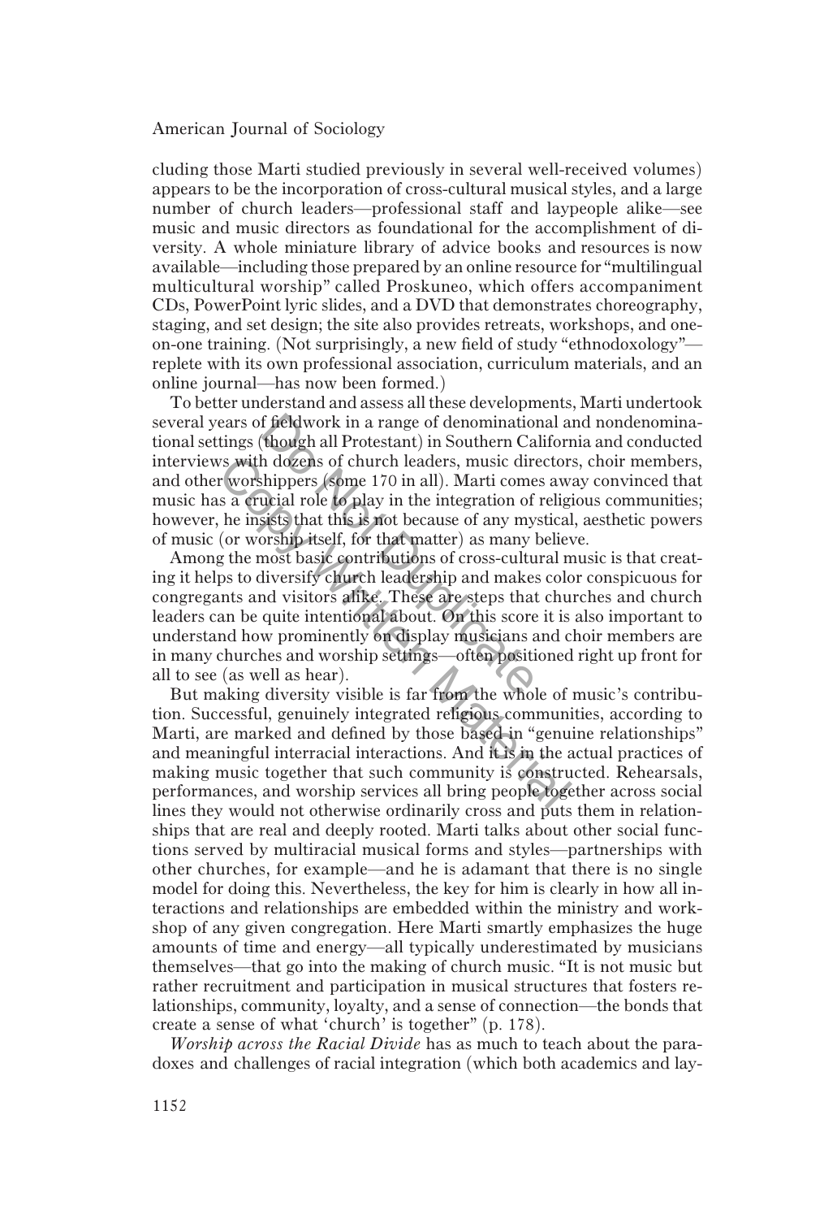cluding those Marti studied previously in several well-received volumes) appears to be the incorporation of cross-cultural musical styles, and a large number of church leaders—professional staff and laypeople alike—see music and music directors as foundational for the accomplishment of diversity. A whole miniature library of advice books and resources is now available—including those prepared by an online resource for "multilingual multicultural worship" called Proskuneo, which offers accompaniment CDs, PowerPoint lyric slides, and a DVD that demonstrates choreography, staging, and set design; the site also provides retreats, workshops, and one-on-one training. (Not surprisingly, a new field of study "ethnodoxology"—replete with its own professional association, curriculum materials, and an online journal—has now been formed.)

To better understand and assess all these developments, Marti undertook several years of fieldwork in a range of denominational and nondenominational settings (though all Protestant) in Southern California and conducted interviews with dozens of church leaders, music directors, choir members, and other worshippers (some 170 in all). Marti comes away convinced that music has a crucial role to play in the integration of religious communities; however, he insists that this is not because of any mystical, aesthetic powers of music (or worship itself, for that matter) as many believe.

Among the most basic contributions of cross-cultural music is that creating it helps to diversify church leadership and makes color conspicuous for congregants and visitors alike. These are steps that churches and church leaders can be quite intentional about. On this score it is also important to understand how prominently on display musicians and choir members are in many churches and worship settings—often positioned right up front for all to see (as well as hear).

But making diversity visible is far from the whole of music's contribution. Successful, genuinely integrated religious communities, according to Marti, are marked and defined by those based in "genuine relationships" and meaningful interracial interactions. And it is in the actual practices of making music together that such community is constructed. Rehearsals, performances, and worship services all bring people together across social lines they would not otherwise ordinarily cross and puts them in relationships that are real and deeply rooted. Marti talks about other social functions served by multiracial musical forms and styles—partnerships with other churches, for example—and he is adamant that there is no single model for doing this. Nevertheless, the key for him is clearly in how all interactions and relationships are embedded within the ministry and workshop of any given congregation. Here Marti smartly emphasizes the huge amounts of time and energy—all typically underestimated by musicians themselves—that go into the making of church music. "It is not music but rather recruitment and participation in musical structures that fosters relationships, community, loyalty, and a sense of connection—the bonds that create a sense of what 'church' is together" (p. 178).

*Worship across the Racial Divide* has as much to teach about the paradoxes and challenges of racial integration (which both academics and lay-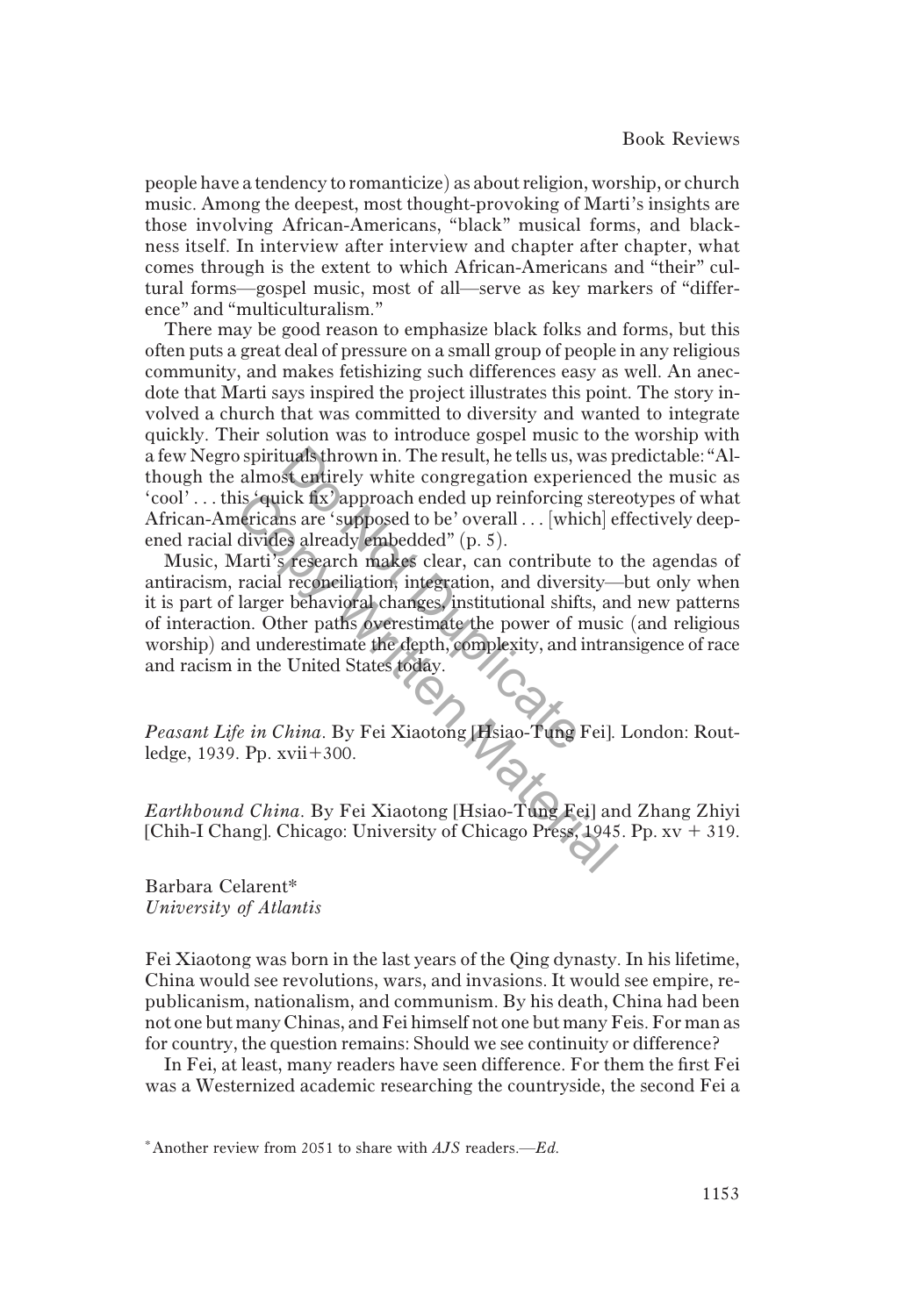people have a tendency to romanticize) as about religion, worship, or church music. Among the deepest, most thought-provoking of Marti's insights are those involving African-Americans, "black" musical forms, and blackness itself. In interview after interview and chapter after chapter, what comes through is the extent to which African-Americans and "their" cultural forms—gospel music, most of all—serve as key markers of "difference" and "multiculturalism."

There may be good reason to emphasize black folks and forms, but this often puts a great deal of pressure on a small group of people in any religious community, and makes fetishizing such differences easy as well. An anecdote that Marti says inspired the project illustrates this point. The story involved a church that was committed to diversity and wanted to integrate quickly. Their solution was to introduce gospel music to the worship with a few Negro spirituals thrown in. The result, he tells us, was predictable: "Although the almost entirely white congregation experienced the music as 'cool' . . . this 'quick fix' approach ended up reinforcing stereotypes of what African-Americans are 'supposed to be' overall . . . [which] effectively deepened racial divides already embedded" (p. 5).

Music, Marti's research makes clear, can contribute to the agendas of antiracism, racial reconciliation, integration, and diversity—but only when it is part of larger behavioral changes, institutional shifts, and new patterns of interaction. Other paths overestimate the power of music (and religious worship) and underestimate the depth, complexity, and intransigence of race and racism in the United States today.

*Peasant Life in China*. By Fei Xiaotong [Hsiao-Tung Fei]. London: Routledge, 1939. Pp. xvii+300.

*Earthbound China*. By Fei Xiaotong [Hsiao-Tung Fei] and Zhang Zhiyi [Chih-I Chang]. Chicago: University of Chicago Press, 1945. Pp. xv + 319.

Barbara Celarent*
*University of Atlantis*

Fei Xiaotong was born in the last years of the Qing dynasty. In his lifetime, China would see revolutions, wars, and invasions. It would see empire, republicanism, nationalism, and communism. By his death, China had been not one but many Chinas, and Fei himself not one but many Feis. For man as for country, the question remains: Should we see continuity or difference?

In Fei, at least, many readers have seen difference. For them the first Fei was a Westernized academic researching the countryside, the second Fei a

*Another review from 2051 to share with *AJS* readers.—*Ed.*